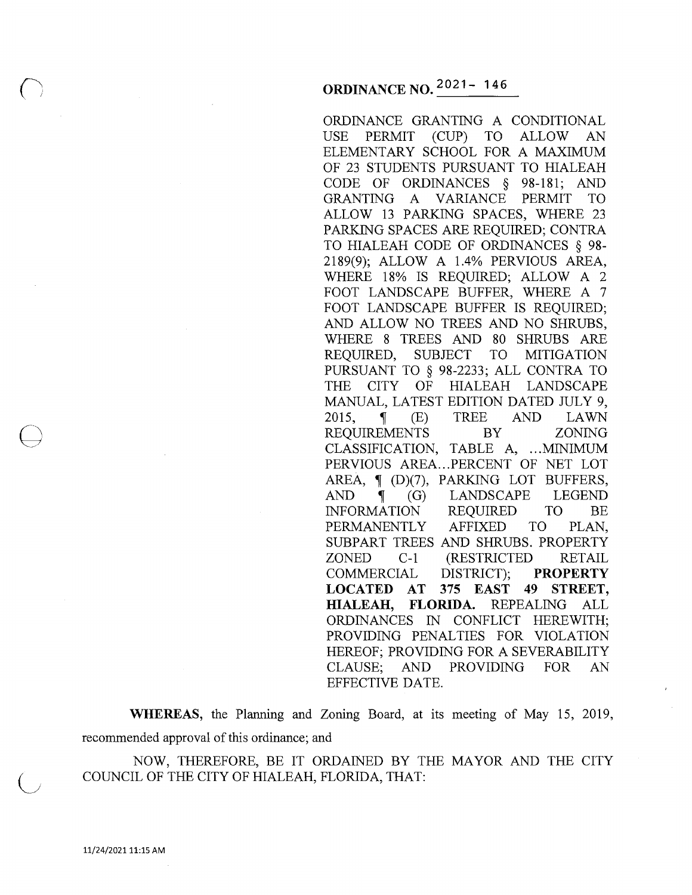# ORDINANCE NO. 2021- 146

ORDINANCE GRANTING A CONDITIONAL USE PERMIT (CUP) TO ALLOW AN ELEMENTARY SCHOOL FOR A MAXIMUM OF 23 STUDENTS PURSUANT TO HIALEAH CODE OF ORDINANCES § 98-181; AND GRANTING A VARIANCE PERMIT TO ALLOW 13 PARKING SPACES, WHERE 23 PARKING SPACES ARE REQUIRED; CONTRA TO HIALEAH CODE OF ORDINANCES § 98-2189(9); ALLOW A 1.4% PERVIOUS AREA, WHERE 18% IS REQUIRED; ALLOW A 2 FOOT LANDSCAPE BUFFER, WHERE A 7 FOOT LANDSCAPE BUFFER IS REQUIRED; AND ALLOW NO TREES AND NO SHRUBS, WHERE 8 TREES AND 80 SHRUBS ARE REQUIRED, SUBJECT TO MITIGATION PURSUANT TO § 98-2233; ALL CONTRA TO THE CITY OF HIALEAH LANDSCAPE MANUAL, LATEST EDITION DATED JULY 9, 2015, ¶ (E) TREE AND LAWN REQUIREMENTS BY ZONING CLASSIFICATION, TABLE A, ...MINIMUM PERVIOUS AREA...PERCENT OF NET LOT AREA, ¶ (D)(7), PARKING LOT BUFFERS, AND ¶ (G) LANDSCAPE LEGEND INFORMATION REQUIRED TO BE PERMANENTLY AFFIXED TO PLAN, SUBPART TREES AND SHRUBS. PROPERTY ZONED C-1 (RESTRICTED RETAIL COMMERCIAL DISTRICT); **PROPERTY LOCATED AT 375 EAST 49 STREET, HIALEAH, FLORIDA.** REPEALING ALL ORDINANCES IN CONFLICT HEREWITH; PROVIDING PENALTIES FOR VIOLATION HEREOF; PROVIDING FOR A SEVERABILITY CLAUSE; AND PROVIDING FOR AN EFFECTIVE DATE.

**WHEREAS,** the Planning and Zoning Board, at its meeting of May 15, 2019, recommended approval of this ordinance; and

NOW, THEREFORE, BE IT ORDAINED BY THE MAYOR AND THE CITY COUNCIL OF THE CITY OF HIALEAH, FLORIDA, THAT:

11/24/2021 11:15 AM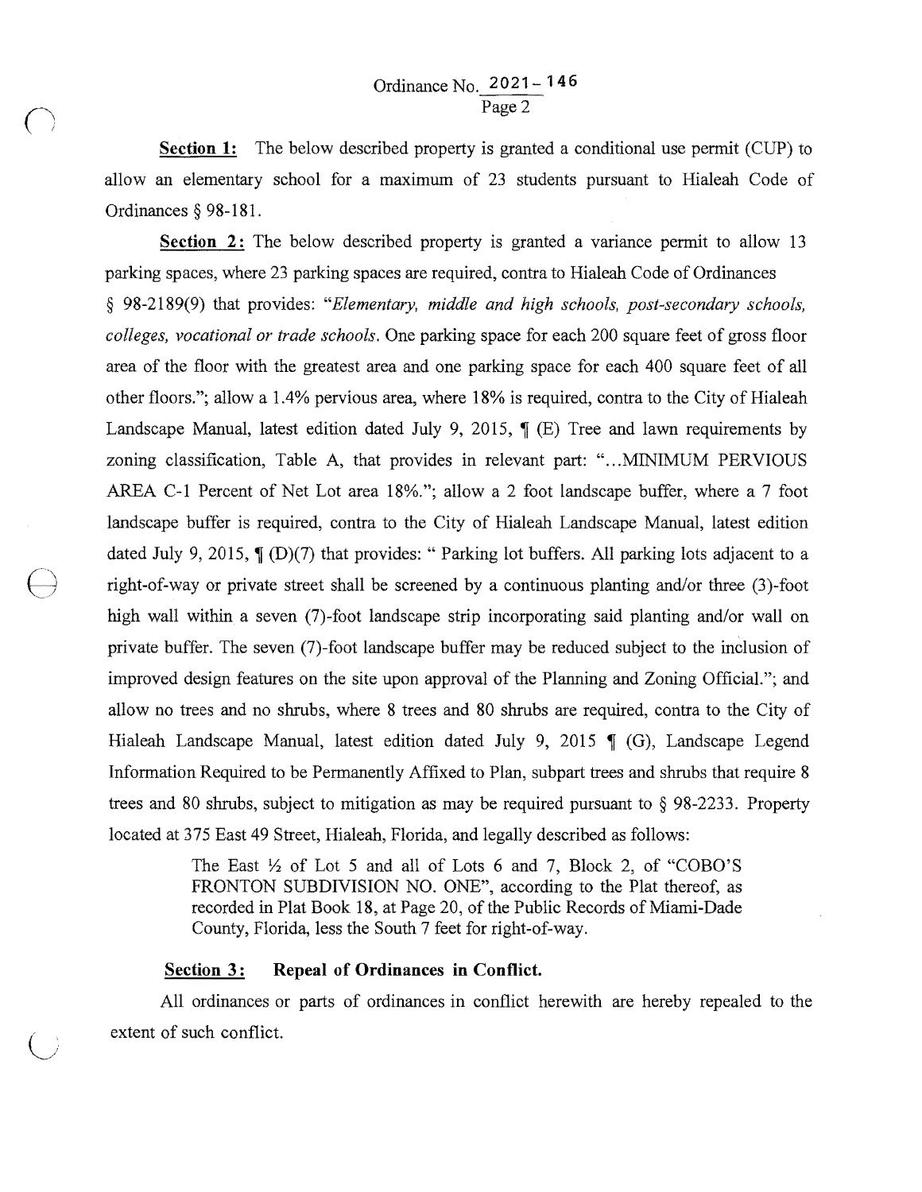**Section 1:** The below described property is granted a conditional use permit (CUP) to allow an elementary school for a maximum of 23 students pursuant to Hialeah Code of Ordinances § 98-181.

**Section 2:** The below described property is granted a variance permit to allow 13 parking spaces, where 23 parking spaces are required, contra to Hialeah Code of Ordinances § 98-2189(9) that provides: "*Elementary, middle and high schools, post-secondary schools, colleges, vocational or trade schools*. One parking space for each 200 square feet of gross floor area of the floor with the greatest area and one parking space for each 400 square feet of all other floors."; allow a 1.4% pervious area, where 18% is required, contra to the City of Hialeah Landscape Manual, latest edition dated July 9, 2015, ¶ (E) Tree and lawn requirements by zoning classification, Table A, that provides in relevant part: "...MINIMUM PERVIOUS AREA C-1 Percent of Net Lot area 18%."; allow a 2 foot landscape buffer, where a 7 foot landscape buffer is required, contra to the City of Hialeah Landscape Manual, latest edition dated July 9, 2015, ¶ (D)(7) that provides: " Parking lot buffers. All parking lots adjacent to a right-of-way or private street shall be screened by a continuous planting and/or three (3)-foot high wall within a seven (7)-foot landscape strip incorporating said planting and/or wall on private buffer. The seven (7)-foot landscape buffer may be reduced subject to the inclusion of improved design features on the site upon approval of the Planning and Zoning Official."; and allow no trees and no shrubs, where 8 trees and 80 shrubs are required, contra to the City of Hialeah Landscape Manual, latest edition dated July 9, 2015 ¶ (G), Landscape Legend Information Required to be Permanently Affixed to Plan, subpart trees and shrubs that require 8 trees and 80 shrubs, subject to mitigation as may be required pursuant to § 98-2233. Property located at 375 East 49 Street, Hialeah, Florida, and legally described as follows:

> The East ½ of Lot 5 and all of Lots 6 and 7, Block 2, of "COBO'S FRONTON SUBDIVISION NO. ONE", according to the Plat thereof, as recorded in Plat Book 18, at Page 20, of the Public Records of Miami-Dade County, Florida, less the South 7 feet for right-of-way.

**Section 3: Repeal of Ordinances in Conflict.**

All ordinances or parts of ordinances in conflict herewith are hereby repealed to the extent of such conflict.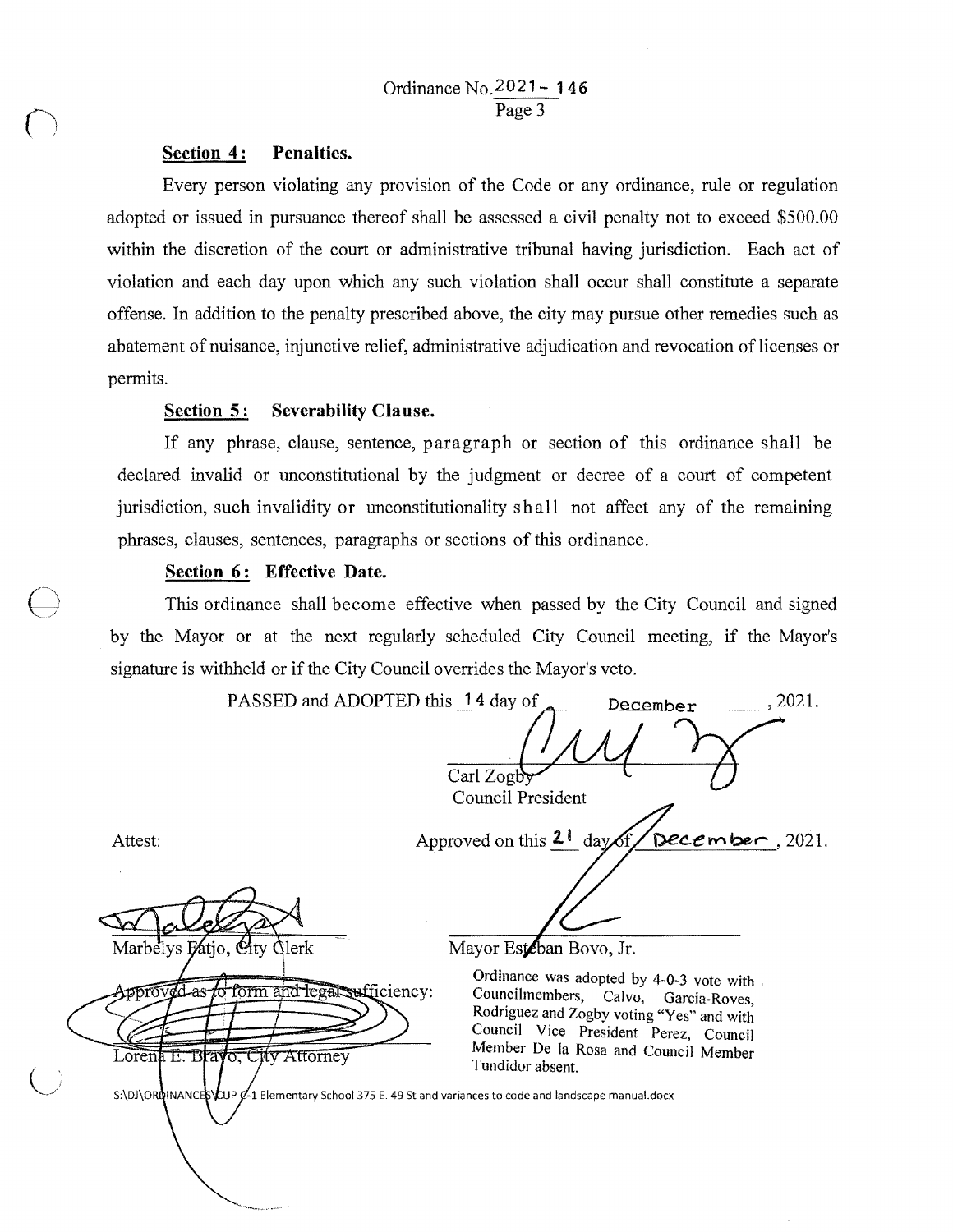Ordinance No. 2021 - 146

**Section 4: Penalties.**

Every person violating any provision of the Code or any ordinance, rule or regulation adopted or issued in pursuance thereof shall be assessed a civil penalty not to exceed $500.00 within the discretion of the court or administrative tribunal having jurisdiction. Each act of violation and each day upon which any such violation shall occur shall constitute a separate offense. In addition to the penalty prescribed above, the city may pursue other remedies such as abatement of nuisance, injunctive relief, administrative adjudication and revocation of licenses or permits.

**Section 5: Severability Clause.**

If any phrase, clause, sentence, paragraph or section of this ordinance shall be declared invalid or unconstitutional by the judgment or decree of a court of competent jurisdiction, such invalidity or unconstitutionality shall not affect any of the remaining phrases, clauses, sentences, paragraphs or sections of this ordinance.

**Section 6: Effective Date.**

This ordinance shall become effective when passed by the City Council and signed by the Mayor or at the next regularly scheduled City Council meeting, if the Mayor's signature is withheld or if the City Council overrides the Mayor's veto.

PASSED and ADOPTED this 14 day of December, 2021.

Carl Zogby
Council President

Attest:

Approved on this 21 day of December, 2021.

Marbelys Fatjo, City Clerk

Mayor Esteban Bovo, Jr.

Approved as to form and legal sufficiency:

Lorena E. Bravo, City Attorney

Ordinance was adopted by 4-0-3 vote with Councilmembers, Calvo, Garcia-Roves, Rodriguez and Zogby voting "Yes" and with Council Vice President Perez, Council Member De la Rosa and Council Member Tundidor absent.

S:\DJ\ORDINANCES\CUP C-1 Elementary School 375 E. 49 St and variances to code and landscape manual.docx